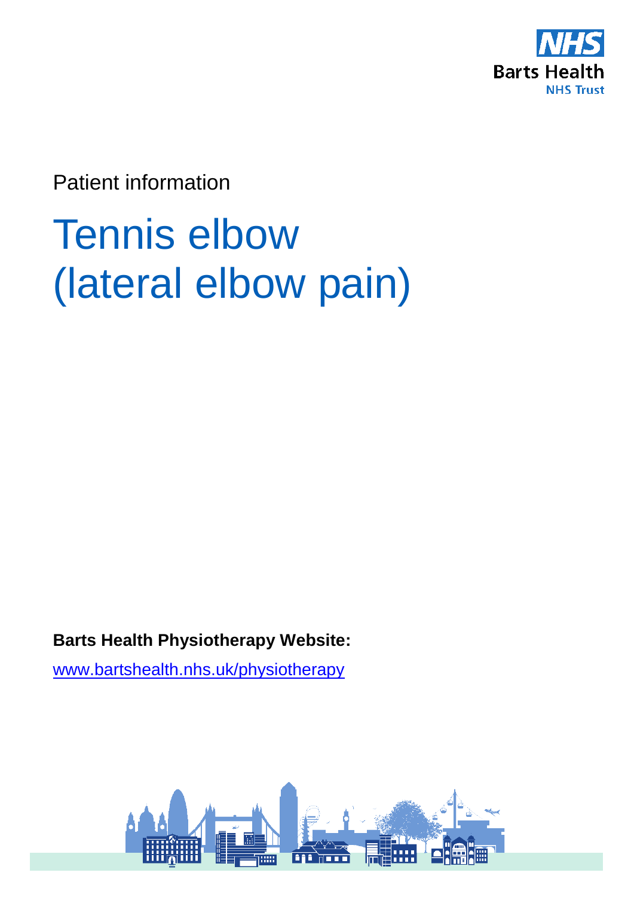NHS
Barts Health
NHS Trust

Patient information

# Tennis elbow (lateral elbow pain)

**Barts Health Physiotherapy Website:**

[www.bartshealth.nhs.uk/physiotherapy](http://www.bartshealth.nhs.uk/physiotherapy)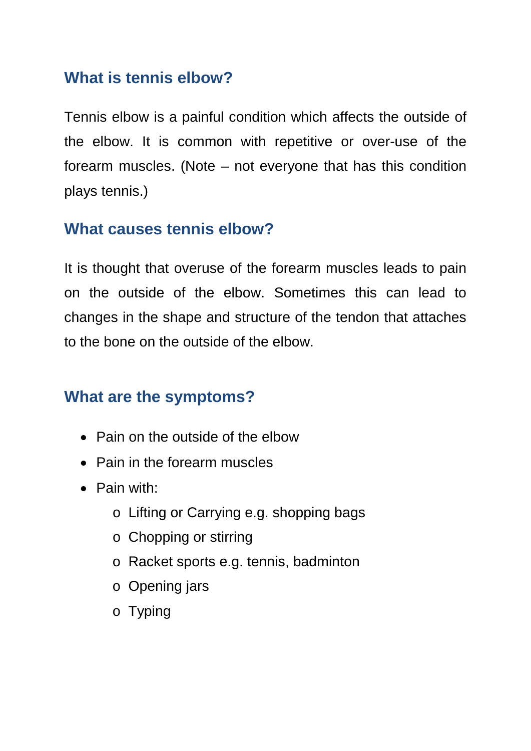## What is tennis elbow?

Tennis elbow is a painful condition which affects the outside of the elbow. It is common with repetitive or over-use of the forearm muscles. (Note – not everyone that has this condition plays tennis.)

## What causes tennis elbow?

It is thought that overuse of the forearm muscles leads to pain on the outside of the elbow. Sometimes this can lead to changes in the shape and structure of the tendon that attaches to the bone on the outside of the elbow.

## What are the symptoms?

- Pain on the outside of the elbow
- Pain in the forearm muscles
- Pain with:
  - Lifting or Carrying e.g. shopping bags
  - Chopping or stirring
  - Racket sports e.g. tennis, badminton
  - Opening jars
  - Typing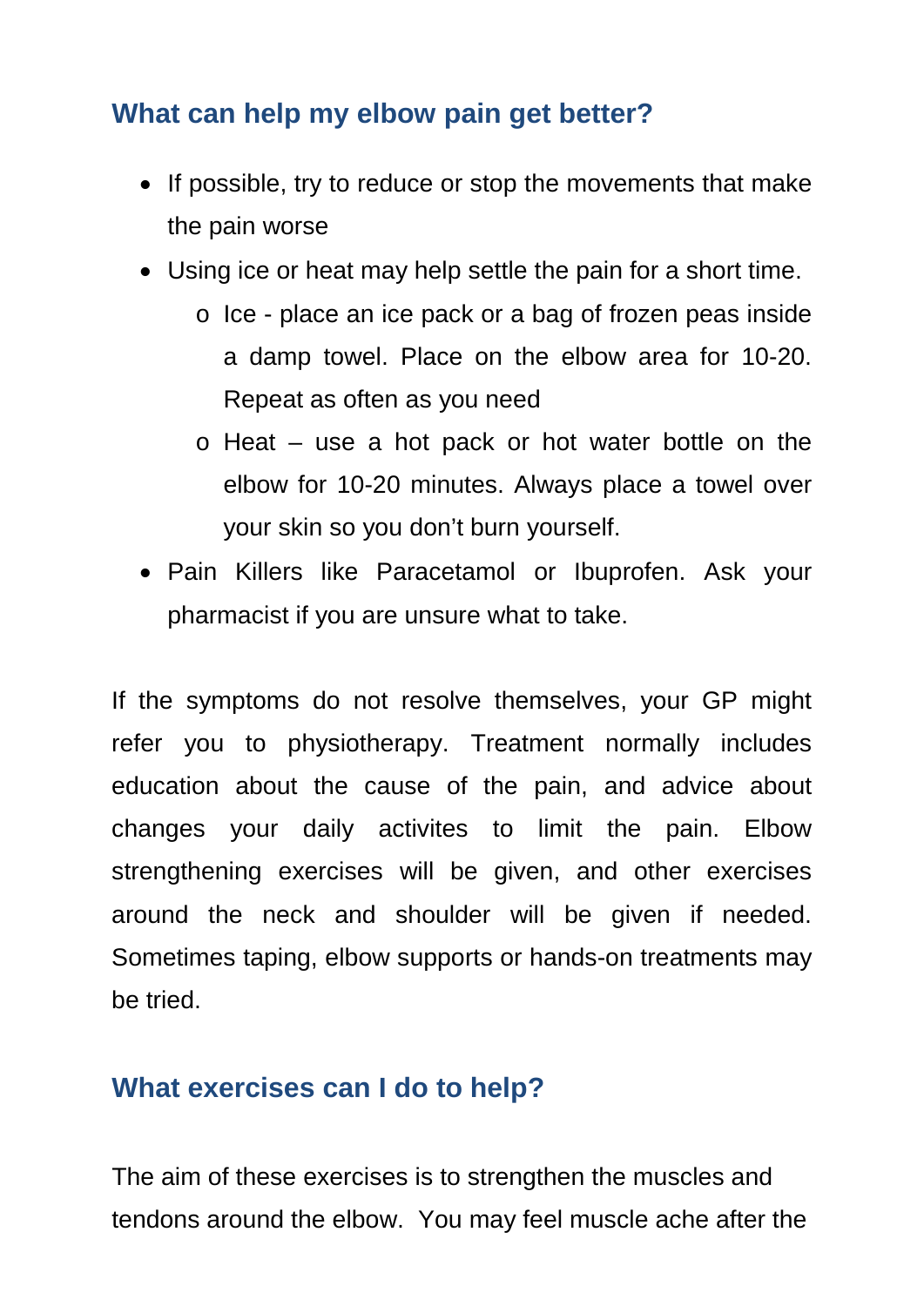## What can help my elbow pain get better?

- If possible, try to reduce or stop the movements that make the pain worse
- Using ice or heat may help settle the pain for a short time.
  - Ice - place an ice pack or a bag of frozen peas inside a damp towel. Place on the elbow area for 10-20. Repeat as often as you need
  - Heat – use a hot pack or hot water bottle on the elbow for 10-20 minutes. Always place a towel over your skin so you don't burn yourself.
- Pain Killers like Paracetamol or Ibuprofen. Ask your pharmacist if you are unsure what to take.

If the symptoms do not resolve themselves, your GP might refer you to physiotherapy. Treatment normally includes education about the cause of the pain, and advice about changes your daily activites to limit the pain. Elbow strengthening exercises will be given, and other exercises around the neck and shoulder will be given if needed. Sometimes taping, elbow supports or hands-on treatments may be tried.

## What exercises can I do to help?

The aim of these exercises is to strengthen the muscles and tendons around the elbow. You may feel muscle ache after the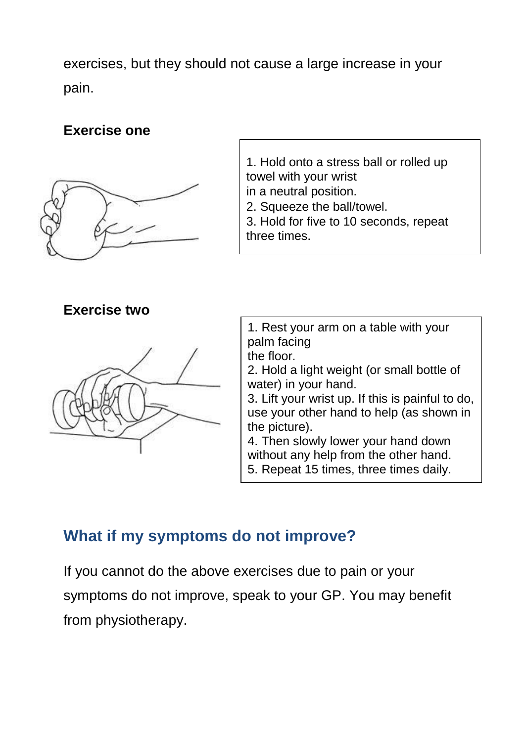exercises, but they should not cause a large increase in your pain.

**Exercise one**

1. Hold onto a stress ball or rolled up towel with your wrist in a neutral position.
2. Squeeze the ball/towel.
3. Hold for five to 10 seconds, repeat three times.

**Exercise two**

1. Rest your arm on a table with your palm facing the floor.
2. Hold a light weight (or small bottle of water) in your hand.
3. Lift your wrist up. If this is painful to do, use your other hand to help (as shown in the picture).
4. Then slowly lower your hand down without any help from the other hand.
5. Repeat 15 times, three times daily.

## What if my symptoms do not improve?

If you cannot do the above exercises due to pain or your symptoms do not improve, speak to your GP. You may benefit from physiotherapy.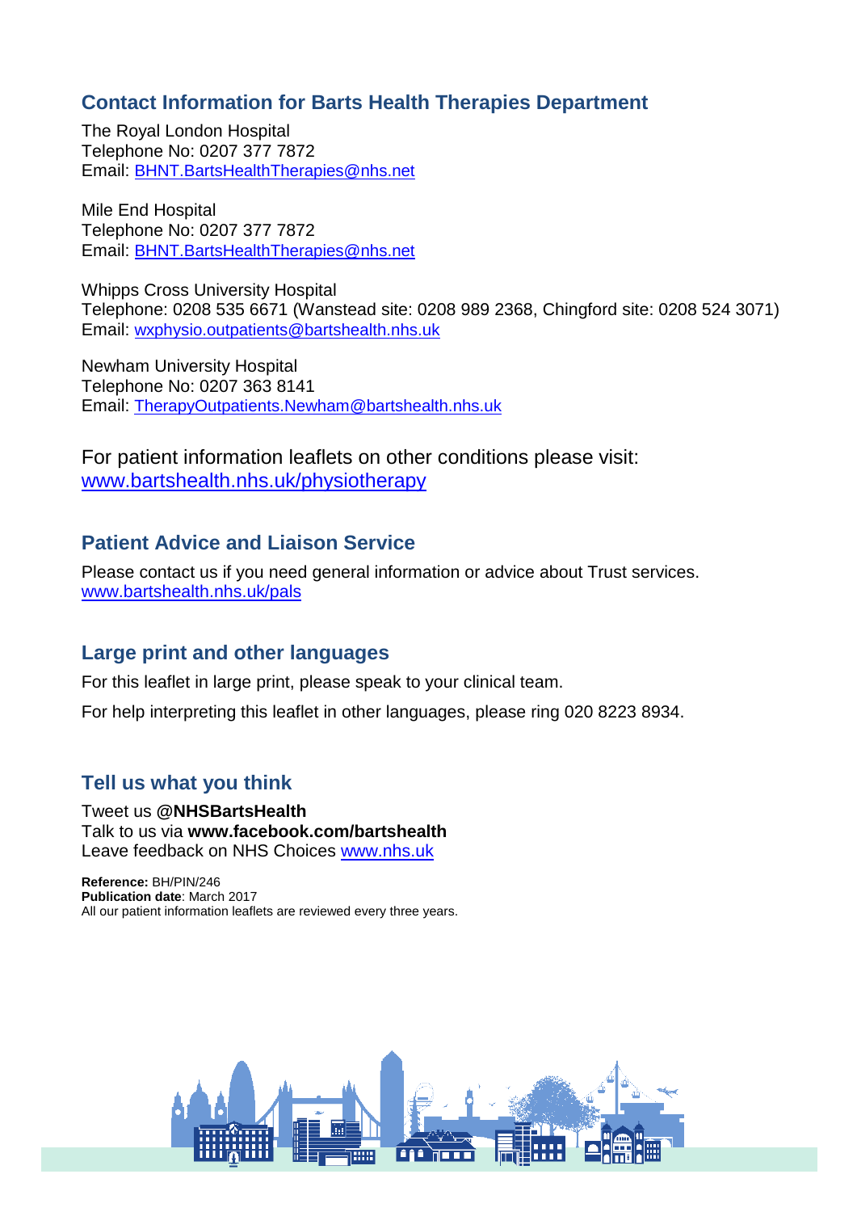## Contact Information for Barts Health Therapies Department

The Royal London Hospital
Telephone No: 0207 377 7872
Email: BHNT.BartsHealthTherapies@nhs.net

Mile End Hospital
Telephone No: 0207 377 7872
Email: BHNT.BartsHealthTherapies@nhs.net

Whipps Cross University Hospital
Telephone: 0208 535 6671 (Wanstead site: 0208 989 2368, Chingford site: 0208 524 3071)
Email: wxphysio.outpatients@bartshealth.nhs.uk

Newham University Hospital
Telephone No: 0207 363 8141
Email: TherapyOutpatients.Newham@bartshealth.nhs.uk

For patient information leaflets on other conditions please visit:
www.bartshealth.nhs.uk/physiotherapy

## Patient Advice and Liaison Service

Please contact us if you need general information or advice about Trust services.
www.bartshealth.nhs.uk/pals

## Large print and other languages

For this leaflet in large print, please speak to your clinical team.

For help interpreting this leaflet in other languages, please ring 020 8223 8934.

## Tell us what you think

Tweet us **@NHSBartsHealth**
Talk to us via **www.facebook.com/bartshealth**
Leave feedback on NHS Choices www.nhs.uk

**Reference:** BH/PIN/246
**Publication date**: March 2017
All our patient information leaflets are reviewed every three years.